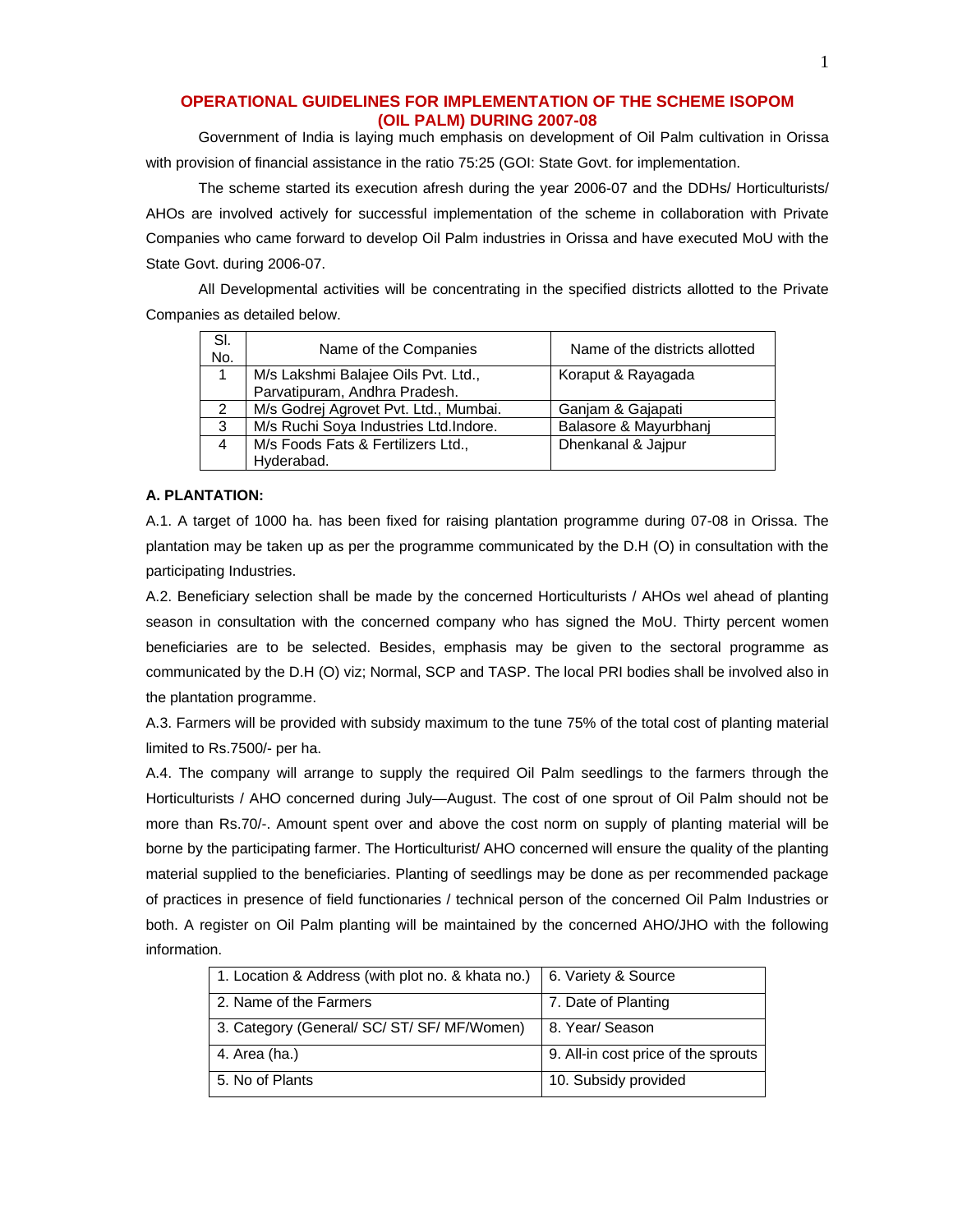# OPERATIONAL GUIDELINES FOR IMPLEMENTATION OF THE SCHEME ISOPOM (OIL PALM) DURING 2007-08

Government of India is laying much emphasis on development of Oil Palm cultivation in Orissa with provision of financial assistance in the ratio 75:25 (GOI: State Govt. for implementation.

The scheme started its execution afresh during the year 2006-07 and the DDHs/ Horticulturists/ AHOs are involved actively for successful implementation of the scheme in collaboration with Private Companies who came forward to develop Oil Palm industries in Orissa and have executed MoU with the State Govt. during 2006-07.

All Developmental activities will be concentrating in the specified districts allotted to the Private Companies as detailed below.

| Sl. No. | Name of the Companies | Name of the districts allotted |
|---|---|---|
| 1 | M/s Lakshmi Balajee Oils Pvt. Ltd., Parvatipuram, Andhra Pradesh. | Koraput & Rayagada |
| 2 | M/s Godrej Agrovet Pvt. Ltd., Mumbai. | Ganjam & Gajapati |
| 3 | M/s Ruchi Soya Industries Ltd.Indore. | Balasore & Mayurbhanj |
| 4 | M/s Foods Fats & Fertilizers Ltd., Hyderabad. | Dhenkanal & Jajpur |

**A. PLANTATION:**

A.1. A target of 1000 ha. has been fixed for raising plantation programme during 07-08 in Orissa. The plantation may be taken up as per the programme communicated by the D.H (O) in consultation with the participating Industries.

A.2. Beneficiary selection shall be made by the concerned Horticulturists / AHOs wel ahead of planting season in consultation with the concerned company who has signed the MoU. Thirty percent women beneficiaries are to be selected. Besides, emphasis may be given to the sectoral programme as communicated by the D.H (O) viz; Normal, SCP and TASP. The local PRI bodies shall be involved also in the plantation programme.

A.3. Farmers will be provided with subsidy maximum to the tune 75% of the total cost of planting material limited to Rs.7500/- per ha.

A.4. The company will arrange to supply the required Oil Palm seedlings to the farmers through the Horticulturists / AHO concerned during July—August. The cost of one sprout of Oil Palm should not be more than Rs.70/-. Amount spent over and above the cost norm on supply of planting material will be borne by the participating farmer. The Horticulturist/ AHO concerned will ensure the quality of the planting material supplied to the beneficiaries. Planting of seedlings may be done as per recommended package of practices in presence of field functionaries / technical person of the concerned Oil Palm Industries or both. A register on Oil Palm planting will be maintained by the concerned AHO/JHO with the following information.

| | |
|---|---|
| 1. Location & Address (with plot no. & khata no.) | 6. Variety & Source |
| 2. Name of the Farmers | 7. Date of Planting |
| 3. Category (General/ SC/ ST/ SF/ MF/Women) | 8. Year/ Season |
| 4. Area (ha.) | 9. All-in cost price of the sprouts |
| 5. No of Plants | 10. Subsidy provided |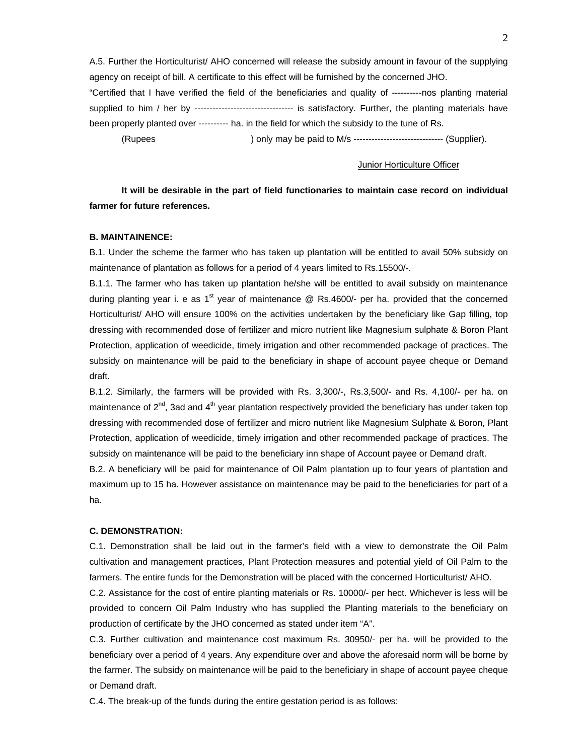A.5. Further the Horticulturist/ AHO concerned will release the subsidy amount in favour of the supplying agency on receipt of bill. A certificate to this effect will be furnished by the concerned JHO.

"Certified that I have verified the field of the beneficiaries and quality of ----------nos planting material supplied to him / her by --------------------------------- is satisfactory. Further, the planting materials have been properly planted over ---------- ha. in the field for which the subsidy to the tune of Rs.

(Rupees ) only may be paid to M/s ------------------------------ (Supplier).

Junior Horticulture Officer

**It will be desirable in the part of field functionaries to maintain case record on individual farmer for future references.**

**B. MAINTAINENCE:**

B.1. Under the scheme the farmer who has taken up plantation will be entitled to avail 50% subsidy on maintenance of plantation as follows for a period of 4 years limited to Rs.15500/-.

B.1.1. The farmer who has taken up plantation he/she will be entitled to avail subsidy on maintenance during planting year i. e as 1st year of maintenance @ Rs.4600/- per ha. provided that the concerned Horticulturist/ AHO will ensure 100% on the activities undertaken by the beneficiary like Gap filling, top dressing with recommended dose of fertilizer and micro nutrient like Magnesium sulphate & Boron Plant Protection, application of weedicide, timely irrigation and other recommended package of practices. The subsidy on maintenance will be paid to the beneficiary in shape of account payee cheque or Demand draft.

B.1.2. Similarly, the farmers will be provided with Rs. 3,300/-, Rs.3,500/- and Rs. 4,100/- per ha. on maintenance of 2nd, 3ad and 4th year plantation respectively provided the beneficiary has under taken top dressing with recommended dose of fertilizer and micro nutrient like Magnesium Sulphate & Boron, Plant Protection, application of weedicide, timely irrigation and other recommended package of practices. The subsidy on maintenance will be paid to the beneficiary inn shape of Account payee or Demand draft.

B.2. A beneficiary will be paid for maintenance of Oil Palm plantation up to four years of plantation and maximum up to 15 ha. However assistance on maintenance may be paid to the beneficiaries for part of a ha.

**C. DEMONSTRATION:**

C.1. Demonstration shall be laid out in the farmer's field with a view to demonstrate the Oil Palm cultivation and management practices, Plant Protection measures and potential yield of Oil Palm to the farmers. The entire funds for the Demonstration will be placed with the concerned Horticulturist/ AHO.

C.2. Assistance for the cost of entire planting materials or Rs. 10000/- per hect. Whichever is less will be provided to concern Oil Palm Industry who has supplied the Planting materials to the beneficiary on production of certificate by the JHO concerned as stated under item "A".

C.3. Further cultivation and maintenance cost maximum Rs. 30950/- per ha. will be provided to the beneficiary over a period of 4 years. Any expenditure over and above the aforesaid norm will be borne by the farmer. The subsidy on maintenance will be paid to the beneficiary in shape of account payee cheque or Demand draft.

C.4. The break-up of the funds during the entire gestation period is as follows: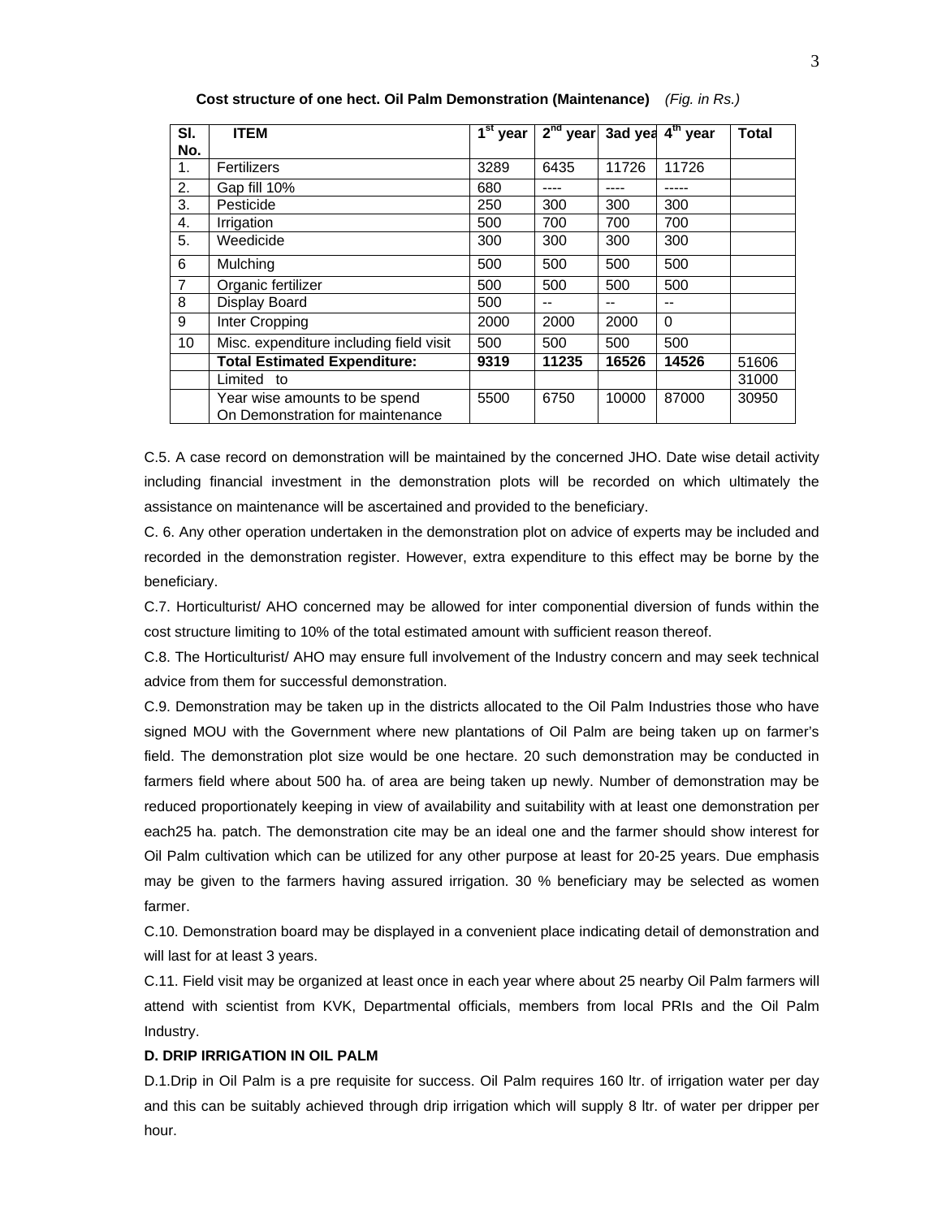**Cost structure of one hect. Oil Palm Demonstration (Maintenance)** *(Fig. in Rs.)*

| Sl. No. | ITEM | 1st year | 2nd year | 3ad yea | 4th year | Total |
|---|---|---|---|---|---|---|
| 1. | Fertilizers | 3289 | 6435 | 11726 | 11726 | |
| 2. | Gap fill 10% | 680 | ---- | ---- | ----- | |
| 3. | Pesticide | 250 | 300 | 300 | 300 | |
| 4. | Irrigation | 500 | 700 | 700 | 700 | |
| 5. | Weedicide | 300 | 300 | 300 | 300 | |
| 6 | Mulching | 500 | 500 | 500 | 500 | |
| 7 | Organic fertilizer | 500 | 500 | 500 | 500 | |
| 8 | Display Board | 500 | -- | -- | -- | |
| 9 | Inter Cropping | 2000 | 2000 | 2000 | 0 | |
| 10 | Misc. expenditure including field visit | 500 | 500 | 500 | 500 | |
| | **Total Estimated Expenditure:** | **9319** | **11235** | **16526** | **14526** | 51606 |
| | Limited to | | | | | 31000 |
| | Year wise amounts to be spend On Demonstration for maintenance | 5500 | 6750 | 10000 | 87000 | 30950 |

C.5. A case record on demonstration will be maintained by the concerned JHO. Date wise detail activity including financial investment in the demonstration plots will be recorded on which ultimately the assistance on maintenance will be ascertained and provided to the beneficiary.

C. 6. Any other operation undertaken in the demonstration plot on advice of experts may be included and recorded in the demonstration register. However, extra expenditure to this effect may be borne by the beneficiary.

C.7. Horticulturist/ AHO concerned may be allowed for inter componential diversion of funds within the cost structure limiting to 10% of the total estimated amount with sufficient reason thereof.

C.8. The Horticulturist/ AHO may ensure full involvement of the Industry concern and may seek technical advice from them for successful demonstration.

C.9. Demonstration may be taken up in the districts allocated to the Oil Palm Industries those who have signed MOU with the Government where new plantations of Oil Palm are being taken up on farmer's field. The demonstration plot size would be one hectare. 20 such demonstration may be conducted in farmers field where about 500 ha. of area are being taken up newly. Number of demonstration may be reduced proportionately keeping in view of availability and suitability with at least one demonstration per each25 ha. patch. The demonstration cite may be an ideal one and the farmer should show interest for Oil Palm cultivation which can be utilized for any other purpose at least for 20-25 years. Due emphasis may be given to the farmers having assured irrigation. 30 % beneficiary may be selected as women farmer.

C.10. Demonstration board may be displayed in a convenient place indicating detail of demonstration and will last for at least 3 years.

C.11. Field visit may be organized at least once in each year where about 25 nearby Oil Palm farmers will attend with scientist from KVK, Departmental officials, members from local PRIs and the Oil Palm Industry.

**D. DRIP IRRIGATION IN OIL PALM**

D.1.Drip in Oil Palm is a pre requisite for success. Oil Palm requires 160 ltr. of irrigation water per day and this can be suitably achieved through drip irrigation which will supply 8 ltr. of water per dripper per hour.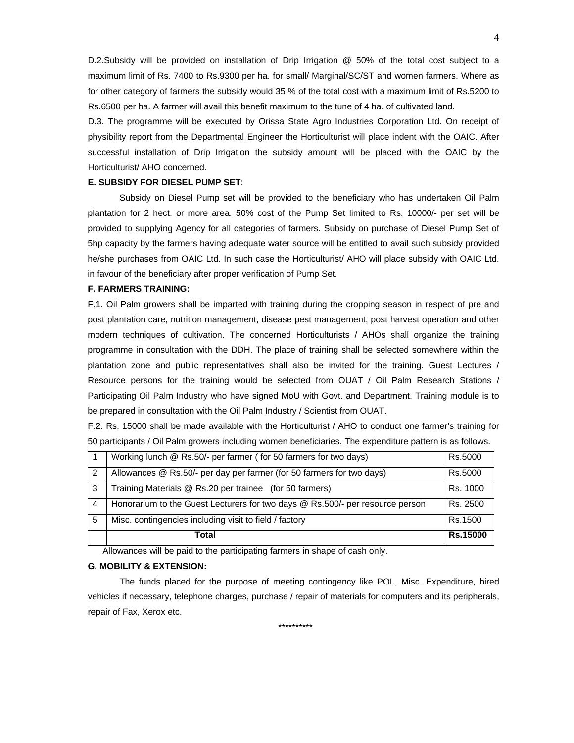D.2.Subsidy will be provided on installation of Drip Irrigation @ 50% of the total cost subject to a maximum limit of Rs. 7400 to Rs.9300 per ha. for small/ Marginal/SC/ST and women farmers. Where as for other category of farmers the subsidy would 35 % of the total cost with a maximum limit of Rs.5200 to Rs.6500 per ha. A farmer will avail this benefit maximum to the tune of 4 ha. of cultivated land.

D.3. The programme will be executed by Orissa State Agro Industries Corporation Ltd. On receipt of physibility report from the Departmental Engineer the Horticulturist will place indent with the OAIC. After successful installation of Drip Irrigation the subsidy amount will be placed with the OAIC by the Horticulturist/ AHO concerned.

**E. SUBSIDY FOR DIESEL PUMP SET**:

Subsidy on Diesel Pump set will be provided to the beneficiary who has undertaken Oil Palm plantation for 2 hect. or more area. 50% cost of the Pump Set limited to Rs. 10000/- per set will be provided to supplying Agency for all categories of farmers. Subsidy on purchase of Diesel Pump Set of 5hp capacity by the farmers having adequate water source will be entitled to avail such subsidy provided he/she purchases from OAIC Ltd. In such case the Horticulturist/ AHO will place subsidy with OAIC Ltd. in favour of the beneficiary after proper verification of Pump Set.

**F. FARMERS TRAINING:**

F.1. Oil Palm growers shall be imparted with training during the cropping season in respect of pre and post plantation care, nutrition management, disease pest management, post harvest operation and other modern techniques of cultivation. The concerned Horticulturists / AHOs shall organize the training programme in consultation with the DDH. The place of training shall be selected somewhere within the plantation zone and public representatives shall also be invited for the training. Guest Lectures / Resource persons for the training would be selected from OUAT / Oil Palm Research Stations / Participating Oil Palm Industry who have signed MoU with Govt. and Department. Training module is to be prepared in consultation with the Oil Palm Industry / Scientist from OUAT.

F.2. Rs. 15000 shall be made available with the Horticulturist / AHO to conduct one farmer's training for 50 participants / Oil Palm growers including women beneficiaries. The expenditure pattern is as follows.

| | | |
|---|---|---|
| 1 | Working lunch @ Rs.50/- per farmer ( for 50 farmers for two days) | Rs.5000 |
| 2 | Allowances @ Rs.50/- per day per farmer (for 50 farmers for two days) | Rs.5000 |
| 3 | Training Materials @ Rs.20 per trainee (for 50 farmers) | Rs. 1000 |
| 4 | Honorarium to the Guest Lecturers for two days @ Rs.500/- per resource person | Rs. 2500 |
| 5 | Misc. contingencies including visit to field / factory | Rs.1500 |
| | **Total** | **Rs.15000** |

Allowances will be paid to the participating farmers in shape of cash only.

**G. MOBILITY & EXTENSION:**

The funds placed for the purpose of meeting contingency like POL, Misc. Expenditure, hired vehicles if necessary, telephone charges, purchase / repair of materials for computers and its peripherals, repair of Fax, Xerox etc.

**********